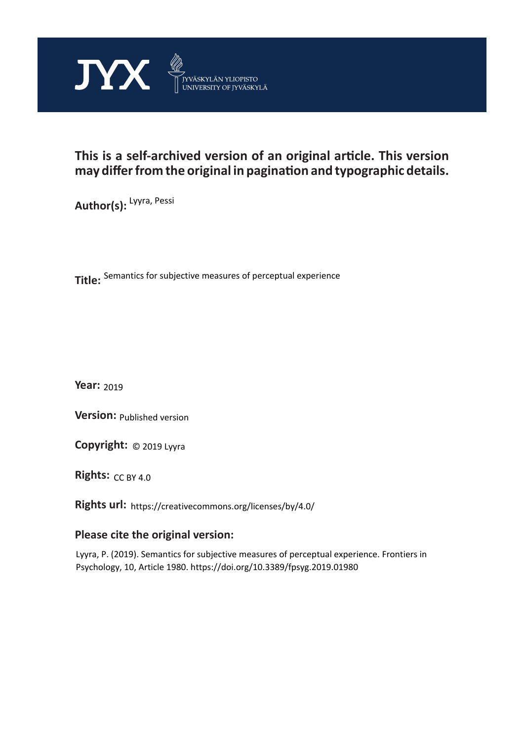JYX JYVÄSKYLÄN YLIOPISTO UNIVERSITY OF JYVÄSKYLÄ

**This is a self-archived version of an original article. This version may differ from the original in pagination and typographic details.**

**Author(s):** Lyyra, Pessi

**Title:** Semantics for subjective measures of perceptual experience

**Year:** 2019

**Version:** Published version

**Copyright:** © 2019 Lyyra

**Rights:** CC BY 4.0

**Rights url:** https://creativecommons.org/licenses/by/4.0/

**Please cite the original version:**

Lyyra, P. (2019). Semantics for subjective measures of perceptual experience. Frontiers in Psychology, 10, Article 1980. https://doi.org/10.3389/fpsyg.2019.01980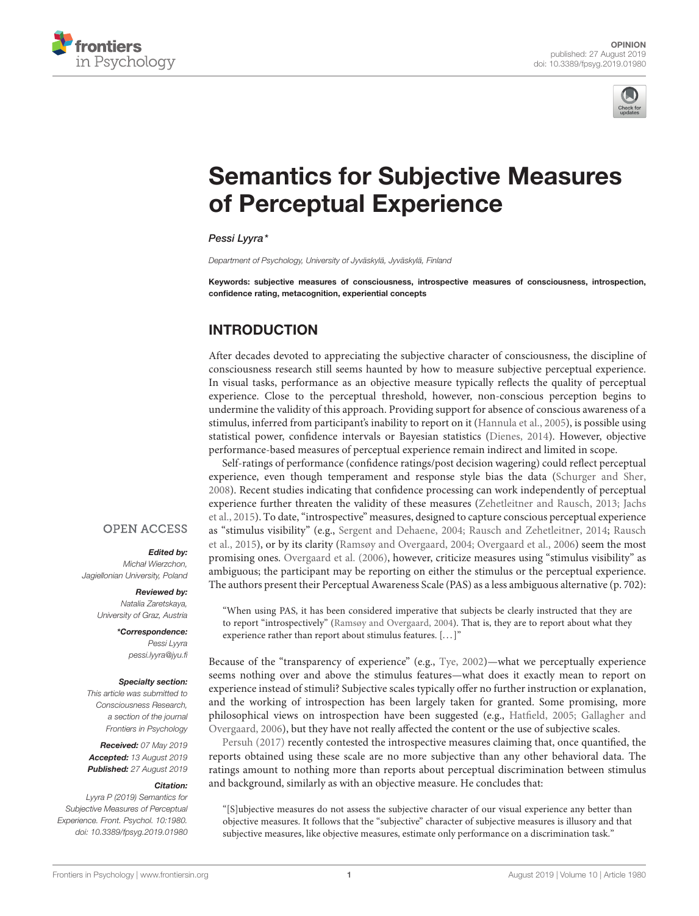# Semantics for Subjective Measures of Perceptual Experience

*Pessi Lyyra\**

*Department of Psychology, University of Jyväskylä, Jyväskylä, Finland*

**Keywords: subjective measures of consciousness, introspective measures of consciousness, introspection, confidence rating, metacognition, experiential concepts**

OPEN ACCESS

***Edited by:***
*Michał Wierzchon,*
*Jagiellonian University, Poland*

***Reviewed by:***
*Natalia Zaretskaya,*
*University of Graz, Austria*

***\*Correspondence:***
*Pessi Lyyra*
*pessi.lyyra@jyu.fi*

***Specialty section:***
*This article was submitted to Consciousness Research, a section of the journal Frontiers in Psychology*

***Received:*** *07 May 2019*
***Accepted:*** *13 August 2019*
***Published:*** *27 August 2019*

***Citation:***
*Lyyra P (2019) Semantics for Subjective Measures of Perceptual Experience. Front. Psychol. 10:1980. doi: 10.3389/fpsyg.2019.01980*

## INTRODUCTION

After decades devoted to appreciating the subjective character of consciousness, the discipline of consciousness research still seems haunted by how to measure subjective perceptual experience. In visual tasks, performance as an objective measure typically reflects the quality of perceptual experience. Close to the perceptual threshold, however, non-conscious perception begins to undermine the validity of this approach. Providing support for absence of conscious awareness of a stimulus, inferred from participant's inability to report on it (Hannula et al., 2005), is possible using statistical power, confidence intervals or Bayesian statistics (Dienes, 2014). However, objective performance-based measures of perceptual experience remain indirect and limited in scope.

Self-ratings of performance (confidence ratings/post decision wagering) could reflect perceptual experience, even though temperament and response style bias the data (Schurger and Sher, 2008). Recent studies indicating that confidence processing can work independently of perceptual experience further threaten the validity of these measures (Zehetleitner and Rausch, 2013; Jachs et al., 2015). To date, "introspective" measures, designed to capture conscious perceptual experience as "stimulus visibility" (e.g., Sergent and Dehaene, 2004; Rausch and Zehetleitner, 2014; Rausch et al., 2015), or by its clarity (Ramsøy and Overgaard, 2004; Overgaard et al., 2006) seem the most promising ones. Overgaard et al. (2006), however, criticize measures using "stimulus visibility" as ambiguous; the participant may be reporting on either the stimulus or the perceptual experience. The authors present their Perceptual Awareness Scale (PAS) as a less ambiguous alternative (p. 702):

> "When using PAS, it has been considered imperative that subjects be clearly instructed that they are to report "introspectively" (Ramsøy and Overgaard, 2004). That is, they are to report about what they experience rather than report about stimulus features. [...]"

Because of the "transparency of experience" (e.g., Tye, 2002)—what we perceptually experience seems nothing over and above the stimulus features—what does it exactly mean to report on experience instead of stimuli? Subjective scales typically offer no further instruction or explanation, and the working of introspection has been largely taken for granted. Some promising, more philosophical views on introspection have been suggested (e.g., Hatfield, 2005; Gallagher and Overgaard, 2006), but they have not really affected the content or the use of subjective scales.

Persuh (2017) recently contested the introspective measures claiming that, once quantified, the reports obtained using these scale are no more subjective than any other behavioral data. The ratings amount to nothing more than reports about perceptual discrimination between stimulus and background, similarly as with an objective measure. He concludes that:

> "[S]ubjective measures do not assess the subjective character of our visual experience any better than objective measures. It follows that the "subjective" character of subjective measures is illusory and that subjective measures, like objective measures, estimate only performance on a discrimination task."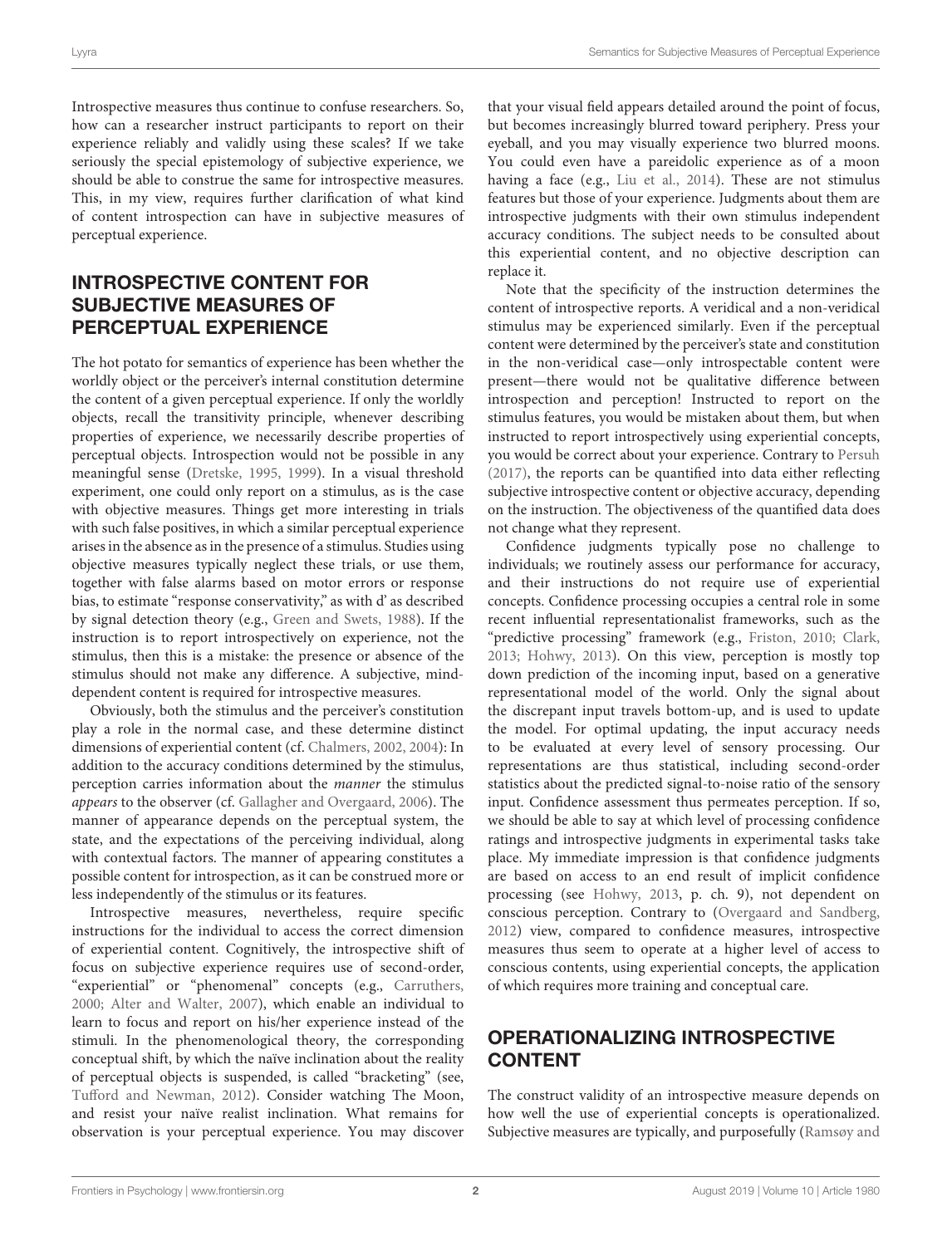Introspective measures thus continue to confuse researchers. So, how can a researcher instruct participants to report on their experience reliably and validly using these scales? If we take seriously the special epistemology of subjective experience, we should be able to construe the same for introspective measures. This, in my view, requires further clarification of what kind of content introspection can have in subjective measures of perceptual experience.

## INTROSPECTIVE CONTENT FOR SUBJECTIVE MEASURES OF PERCEPTUAL EXPERIENCE

The hot potato for semantics of experience has been whether the worldly object or the perceiver's internal constitution determine the content of a given perceptual experience. If only the worldly objects, recall the transitivity principle, whenever describing properties of experience, we necessarily describe properties of perceptual objects. Introspection would not be possible in any meaningful sense (Dretske, 1995, 1999). In a visual threshold experiment, one could only report on a stimulus, as is the case with objective measures. Things get more interesting in trials with such false positives, in which a similar perceptual experience arises in the absence as in the presence of a stimulus. Studies using objective measures typically neglect these trials, or use them, together with false alarms based on motor errors or response bias, to estimate "response conservativity," as with d' as described by signal detection theory (e.g., Green and Swets, 1988). If the instruction is to report introspectively on experience, not the stimulus, then this is a mistake: the presence or absence of the stimulus should not make any difference. A subjective, mind-dependent content is required for introspective measures.

Obviously, both the stimulus and the perceiver's constitution play a role in the normal case, and these determine distinct dimensions of experiential content (cf. Chalmers, 2002, 2004): In addition to the accuracy conditions determined by the stimulus, perception carries information about the *manner* the stimulus *appears* to the observer (cf. Gallagher and Overgaard, 2006). The manner of appearance depends on the perceptual system, the state, and the expectations of the perceiving individual, along with contextual factors. The manner of appearing constitutes a possible content for introspection, as it can be construed more or less independently of the stimulus or its features.

Introspective measures, nevertheless, require specific instructions for the individual to access the correct dimension of experiential content. Cognitively, the introspective shift of focus on subjective experience requires use of second-order, "experiential" or "phenomenal" concepts (e.g., Carruthers, 2000; Alter and Walter, 2007), which enable an individual to learn to focus and report on his/her experience instead of the stimuli. In the phenomenological theory, the corresponding conceptual shift, by which the naïve inclination about the reality of perceptual objects is suspended, is called "bracketing" (see, Tufford and Newman, 2012). Consider watching The Moon, and resist your naïve realist inclination. What remains for observation is your perceptual experience. You may discover that your visual field appears detailed around the point of focus, but becomes increasingly blurred toward periphery. Press your eyeball, and you may visually experience two blurred moons. You could even have a pareidolic experience as of a moon having a face (e.g., Liu et al., 2014). These are not stimulus features but those of your experience. Judgments about them are introspective judgments with their own stimulus independent accuracy conditions. The subject needs to be consulted about this experiential content, and no objective description can replace it.

Note that the specificity of the instruction determines the content of introspective reports. A veridical and a non-veridical stimulus may be experienced similarly. Even if the perceptual content were determined by the perceiver's state and constitution in the non-veridical case—only introspectable content were present—there would not be qualitative difference between introspection and perception! Instructed to report on the stimulus features, you would be mistaken about them, but when instructed to report introspectively using experiential concepts, you would be correct about your experience. Contrary to Persuh (2017), the reports can be quantified into data either reflecting subjective introspective content or objective accuracy, depending on the instruction. The objectiveness of the quantified data does not change what they represent.

Confidence judgments typically pose no challenge to individuals; we routinely assess our performance for accuracy, and their instructions do not require use of experiential concepts. Confidence processing occupies a central role in some recent influential representationalist frameworks, such as the "predictive processing" framework (e.g., Friston, 2010; Clark, 2013; Hohwy, 2013). On this view, perception is mostly top down prediction of the incoming input, based on a generative representational model of the world. Only the signal about the discrepant input travels bottom-up, and is used to update the model. For optimal updating, the input accuracy needs to be evaluated at every level of sensory processing. Our representations are thus statistical, including second-order statistics about the predicted signal-to-noise ratio of the sensory input. Confidence assessment thus permeates perception. If so, we should be able to say at which level of processing confidence ratings and introspective judgments in experimental tasks take place. My immediate impression is that confidence judgments are based on access to an end result of implicit confidence processing (see Hohwy, 2013, p. ch. 9), not dependent on conscious perception. Contrary to (Overgaard and Sandberg, 2012) view, compared to confidence measures, introspective measures thus seem to operate at a higher level of access to conscious contents, using experiential concepts, the application of which requires more training and conceptual care.

## OPERATIONALIZING INTROSPECTIVE CONTENT

The construct validity of an introspective measure depends on how well the use of experiential concepts is operationalized. Subjective measures are typically, and purposefully (Ramsøy and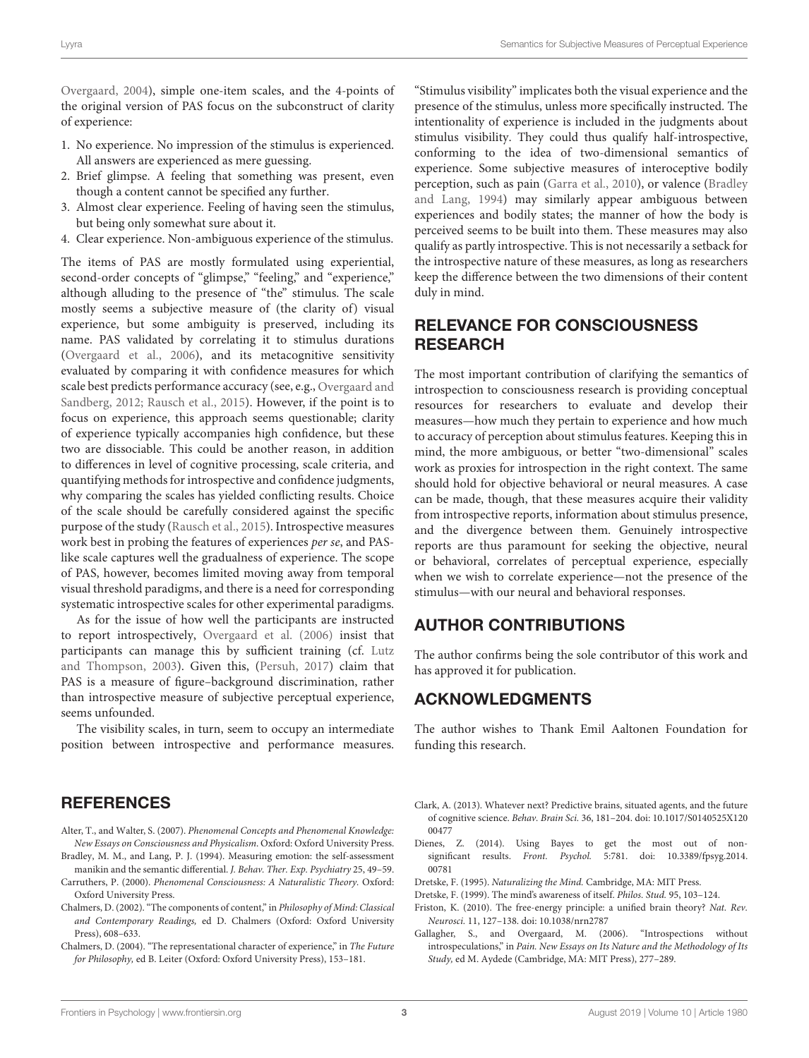Overgaard, 2004), simple one-item scales, and the 4-points of the original version of PAS focus on the subconstruct of clarity of experience:

1. No experience. No impression of the stimulus is experienced. All answers are experienced as mere guessing.
2. Brief glimpse. A feeling that something was present, even though a content cannot be specified any further.
3. Almost clear experience. Feeling of having seen the stimulus, but being only somewhat sure about it.
4. Clear experience. Non-ambiguous experience of the stimulus.

The items of PAS are mostly formulated using experiential, second-order concepts of "glimpse," "feeling," and "experience," although alluding to the presence of "the" stimulus. The scale mostly seems a subjective measure of (the clarity of) visual experience, but some ambiguity is preserved, including its name. PAS validated by correlating it to stimulus durations (Overgaard et al., 2006), and its metacognitive sensitivity evaluated by comparing it with confidence measures for which scale best predicts performance accuracy (see, e.g., Overgaard and Sandberg, 2012; Rausch et al., 2015). However, if the point is to focus on experience, this approach seems questionable; clarity of experience typically accompanies high confidence, but these two are dissociable. This could be another reason, in addition to differences in level of cognitive processing, scale criteria, and quantifying methods for introspective and confidence judgments, why comparing the scales has yielded conflicting results. Choice of the scale should be carefully considered against the specific purpose of the study (Rausch et al., 2015). Introspective measures work best in probing the features of experiences *per se*, and PAS-like scale captures well the gradualness of experience. The scope of PAS, however, becomes limited moving away from temporal visual threshold paradigms, and there is a need for corresponding systematic introspective scales for other experimental paradigms.

As for the issue of how well the participants are instructed to report introspectively, Overgaard et al. (2006) insist that participants can manage this by sufficient training (cf. Lutz and Thompson, 2003). Given this, (Persuh, 2017) claim that PAS is a measure of figure–background discrimination, rather than introspective measure of subjective perceptual experience, seems unfounded.

The visibility scales, in turn, seem to occupy an intermediate position between introspective and performance measures. "Stimulus visibility" implicates both the visual experience and the presence of the stimulus, unless more specifically instructed. The intentionality of experience is included in the judgments about stimulus visibility. They could thus qualify half-introspective, conforming to the idea of two-dimensional semantics of experience. Some subjective measures of interoceptive bodily perception, such as pain (Garra et al., 2010), or valence (Bradley and Lang, 1994) may similarly appear ambiguous between experiences and bodily states; the manner of how the body is perceived seems to be built into them. These measures may also qualify as partly introspective. This is not necessarily a setback for the introspective nature of these measures, as long as researchers keep the difference between the two dimensions of their content duly in mind.

## RELEVANCE FOR CONSCIOUSNESS RESEARCH

The most important contribution of clarifying the semantics of introspection to consciousness research is providing conceptual resources for researchers to evaluate and develop their measures—how much they pertain to experience and how much to accuracy of perception about stimulus features. Keeping this in mind, the more ambiguous, or better "two-dimensional" scales work as proxies for introspection in the right context. The same should hold for objective behavioral or neural measures. A case can be made, though, that these measures acquire their validity from introspective reports, information about stimulus presence, and the divergence between them. Genuinely introspective reports are thus paramount for seeking the objective, neural or behavioral, correlates of perceptual experience, especially when we wish to correlate experience—not the presence of the stimulus—with our neural and behavioral responses.

## AUTHOR CONTRIBUTIONS

The author confirms being the sole contributor of this work and has approved it for publication.

## ACKNOWLEDGMENTS

The author wishes to Thank Emil Aaltonen Foundation for funding this research.

## REFERENCES

Alter, T., and Walter, S. (2007). *Phenomenal Concepts and Phenomenal Knowledge: New Essays on Consciousness and Physicalism*. Oxford: Oxford University Press.

Bradley, M. M., and Lang, P. J. (1994). Measuring emotion: the self-assessment manikin and the semantic differential. *J. Behav. Ther. Exp. Psychiatry* 25, 49–59.

Carruthers, P. (2000). *Phenomenal Consciousness: A Naturalistic Theory*. Oxford: Oxford University Press.

Chalmers, D. (2002). "The components of content," in *Philosophy of Mind: Classical and Contemporary Readings,* ed D. Chalmers (Oxford: Oxford University Press), 608–633.

Chalmers, D. (2004). "The representational character of experience," in *The Future for Philosophy,* ed B. Leiter (Oxford: Oxford University Press), 153–181.

Clark, A. (2013). Whatever next? Predictive brains, situated agents, and the future of cognitive science. *Behav. Brain Sci.* 36, 181–204. doi: 10.1017/S0140525X12000477

Dienes, Z. (2014). Using Bayes to get the most out of non-significant results. *Front. Psychol.* 5:781. doi: 10.3389/fpsyg.2014.00781

Dretske, F. (1995). *Naturalizing the Mind.* Cambridge, MA: MIT Press.

Dretske, F. (1999). The mind's awareness of itself. *Philos. Stud.* 95, 103–124.

Friston, K. (2010). The free-energy principle: a unified brain theory? *Nat. Rev. Neurosci.* 11, 127–138. doi: 10.1038/nrn2787

Gallagher, S., and Overgaard, M. (2006). "Introspections without introspeculations," in *Pain. New Essays on Its Nature and the Methodology of Its Study,* ed M. Aydede (Cambridge, MA: MIT Press), 277–289.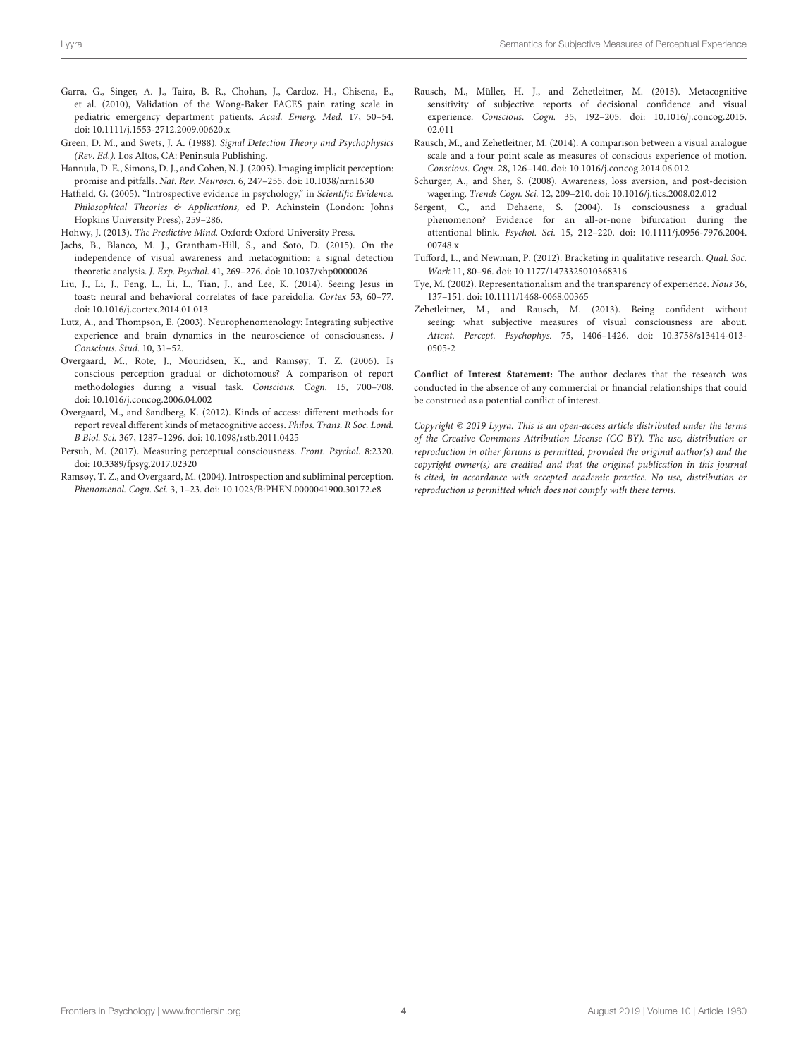Garra, G., Singer, A. J., Taira, B. R., Chohan, J., Cardoz, H., Chisena, E., et al. (2010), Validation of the Wong-Baker FACES pain rating scale in pediatric emergency department patients. *Acad. Emerg. Med.* 17, 50–54. doi: 10.1111/j.1553-2712.2009.00620.x

Green, D. M., and Swets, J. A. (1988). *Signal Detection Theory and Psychophysics (Rev. Ed.).* Los Altos, CA: Peninsula Publishing.

Hannula, D. E., Simons, D. J., and Cohen, N. J. (2005). Imaging implicit perception: promise and pitfalls. *Nat. Rev. Neurosci.* 6, 247–255. doi: 10.1038/nrn1630

Hatfield, G. (2005). "Introspective evidence in psychology," in *Scientific Evidence. Philosophical Theories & Applications,* ed P. Achinstein (London: Johns Hopkins University Press), 259–286.

Hohwy, J. (2013). *The Predictive Mind.* Oxford: Oxford University Press.

Jachs, B., Blanco, M. J., Grantham-Hill, S., and Soto, D. (2015). On the independence of visual awareness and metacognition: a signal detection theoretic analysis. *J. Exp. Psychol.* 41, 269–276. doi: 10.1037/xhp0000026

Liu, J., Li, J., Feng, L., Li, L., Tian, J., and Lee, K. (2014). Seeing Jesus in toast: neural and behavioral correlates of face pareidolia. *Cortex* 53, 60–77. doi: 10.1016/j.cortex.2014.01.013

Lutz, A., and Thompson, E. (2003). Neurophenomenology: Integrating subjective experience and brain dynamics in the neuroscience of consciousness. *J Conscious. Stud.* 10, 31–52.

Overgaard, M., Rote, J., Mouridsen, K., and Ramsøy, T. Z. (2006). Is conscious perception gradual or dichotomous? A comparison of report methodologies during a visual task. *Conscious. Cogn.* 15, 700–708. doi: 10.1016/j.concog.2006.04.002

Overgaard, M., and Sandberg, K. (2012). Kinds of access: different methods for report reveal different kinds of metacognitive access. *Philos. Trans. R Soc. Lond. B Biol. Sci.* 367, 1287–1296. doi: 10.1098/rstb.2011.0425

Persuh, M. (2017). Measuring perceptual consciousness. *Front. Psychol.* 8:2320. doi: 10.3389/fpsyg.2017.02320

Ramsøy, T. Z., and Overgaard, M. (2004). Introspection and subliminal perception. *Phenomenol. Cogn. Sci.* 3, 1–23. doi: 10.1023/B:PHEN.0000041900.30172.e8

Rausch, M., Müller, H. J., and Zehetleitner, M. (2015). Metacognitive sensitivity of subjective reports of decisional confidence and visual experience. *Conscious. Cogn.* 35, 192–205. doi: 10.1016/j.concog.2015.02.011

Rausch, M., and Zehetleitner, M. (2014). A comparison between a visual analogue scale and a four point scale as measures of conscious experience of motion. *Conscious. Cogn.* 28, 126–140. doi: 10.1016/j.concog.2014.06.012

Schurger, A., and Sher, S. (2008). Awareness, loss aversion, and post-decision wagering. *Trends Cogn. Sci.* 12, 209–210. doi: 10.1016/j.tics.2008.02.012

Sergent, C., and Dehaene, S. (2004). Is consciousness a gradual phenomenon? Evidence for an all-or-none bifurcation during the attentional blink. *Psychol. Sci.* 15, 212–220. doi: 10.1111/j.0956-7976.2004.00748.x

Tufford, L., and Newman, P. (2012). Bracketing in qualitative research. *Qual. Soc. Work* 11, 80–96. doi: 10.1177/1473325010368316

Tye, M. (2002). Representationalism and the transparency of experience. *Nous* 36, 137–151. doi: 10.1111/1468-0068.00365

Zehetleitner, M., and Rausch, M. (2013). Being confident without seeing: what subjective measures of visual consciousness are about. *Attent. Percept. Psychophys.* 75, 1406–1426. doi: 10.3758/s13414-013-0505-2

**Conflict of Interest Statement:** The author declares that the research was conducted in the absence of any commercial or financial relationships that could be construed as a potential conflict of interest.

*Copyright © 2019 Lyyra. This is an open-access article distributed under the terms of the Creative Commons Attribution License (CC BY). The use, distribution or reproduction in other forums is permitted, provided the original author(s) and the copyright owner(s) are credited and that the original publication in this journal is cited, in accordance with accepted academic practice. No use, distribution or reproduction is permitted which does not comply with these terms.*